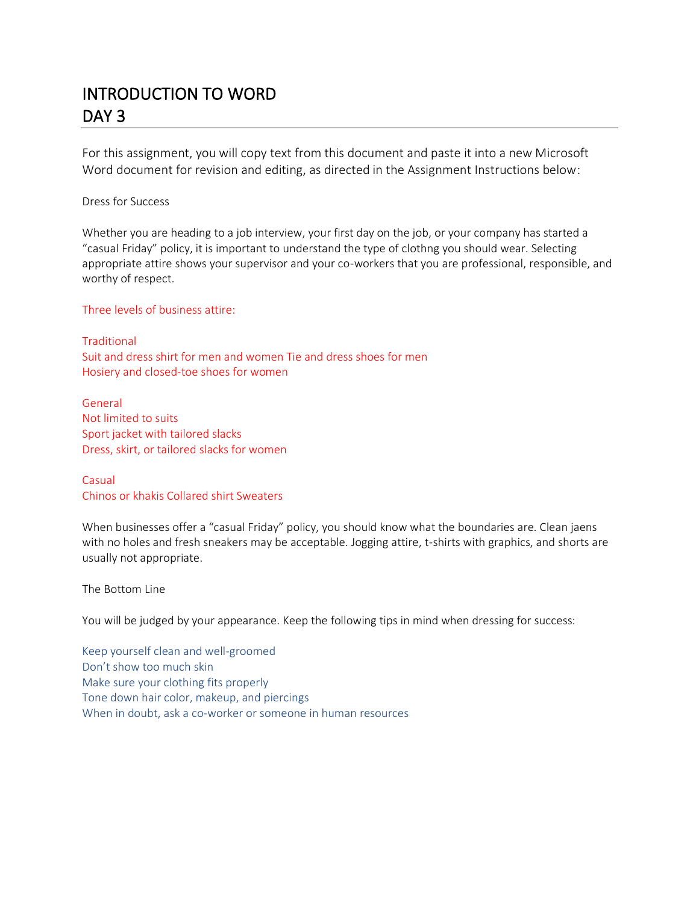# INTRODUCTION TO WORD
# DAY 3

For this assignment, you will copy text from this document and paste it into a new Microsoft Word document for revision and editing, as directed in the Assignment Instructions below:

Dress for Success

Whether you are heading to a job interview, your first day on the job, or your company has started a "casual Friday" policy, it is important to understand the type of clothng you should wear. Selecting appropriate attire shows your supervisor and your co-workers that you are professional, responsible, and worthy of respect.

Three levels of business attire:

Traditional
Suit and dress shirt for men and women Tie and dress shoes for men
Hosiery and closed-toe shoes for women

General
Not limited to suits
Sport jacket with tailored slacks
Dress, skirt, or tailored slacks for women

Casual
Chinos or khakis Collared shirt Sweaters

When businesses offer a "casual Friday" policy, you should know what the boundaries are. Clean jaens with no holes and fresh sneakers may be acceptable. Jogging attire, t-shirts with graphics, and shorts are usually not appropriate.

The Bottom Line

You will be judged by your appearance. Keep the following tips in mind when dressing for success:

Keep yourself clean and well-groomed
Don't show too much skin
Make sure your clothing fits properly
Tone down hair color, makeup, and piercings
When in doubt, ask a co-worker or someone in human resources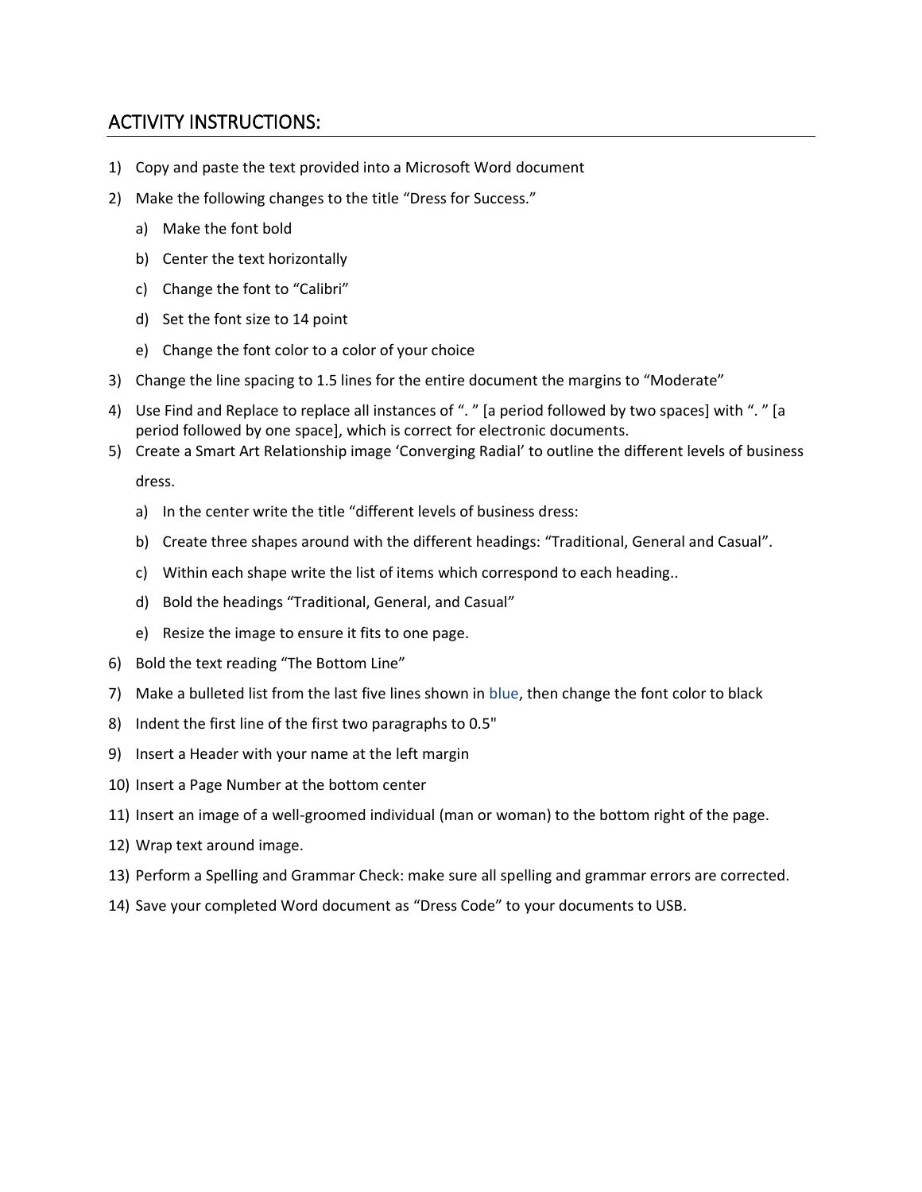## ACTIVITY INSTRUCTIONS:

1) Copy and paste the text provided into a Microsoft Word document
2) Make the following changes to the title "Dress for Success."
   a) Make the font bold
   b) Center the text horizontally
   c) Change the font to "Calibri"
   d) Set the font size to 14 point
   e) Change the font color to a color of your choice
3) Change the line spacing to 1.5 lines for the entire document the margins to "Moderate"
4) Use Find and Replace to replace all instances of ". " [a period followed by two spaces] with ". " [a period followed by one space], which is correct for electronic documents.
5) Create a Smart Art Relationship image 'Converging Radial' to outline the different levels of business dress.
   a) In the center write the title "different levels of business dress:
   b) Create three shapes around with the different headings: "Traditional, General and Casual".
   c) Within each shape write the list of items which correspond to each heading..
   d) Bold the headings "Traditional, General, and Casual"
   e) Resize the image to ensure it fits to one page.
6) Bold the text reading "The Bottom Line"
7) Make a bulleted list from the last five lines shown in blue, then change the font color to black
8) Indent the first line of the first two paragraphs to 0.5"
9) Insert a Header with your name at the left margin
10) Insert a Page Number at the bottom center
11) Insert an image of a well-groomed individual (man or woman) to the bottom right of the page.
12) Wrap text around image.
13) Perform a Spelling and Grammar Check: make sure all spelling and grammar errors are corrected.
14) Save your completed Word document as "Dress Code" to your documents to USB.